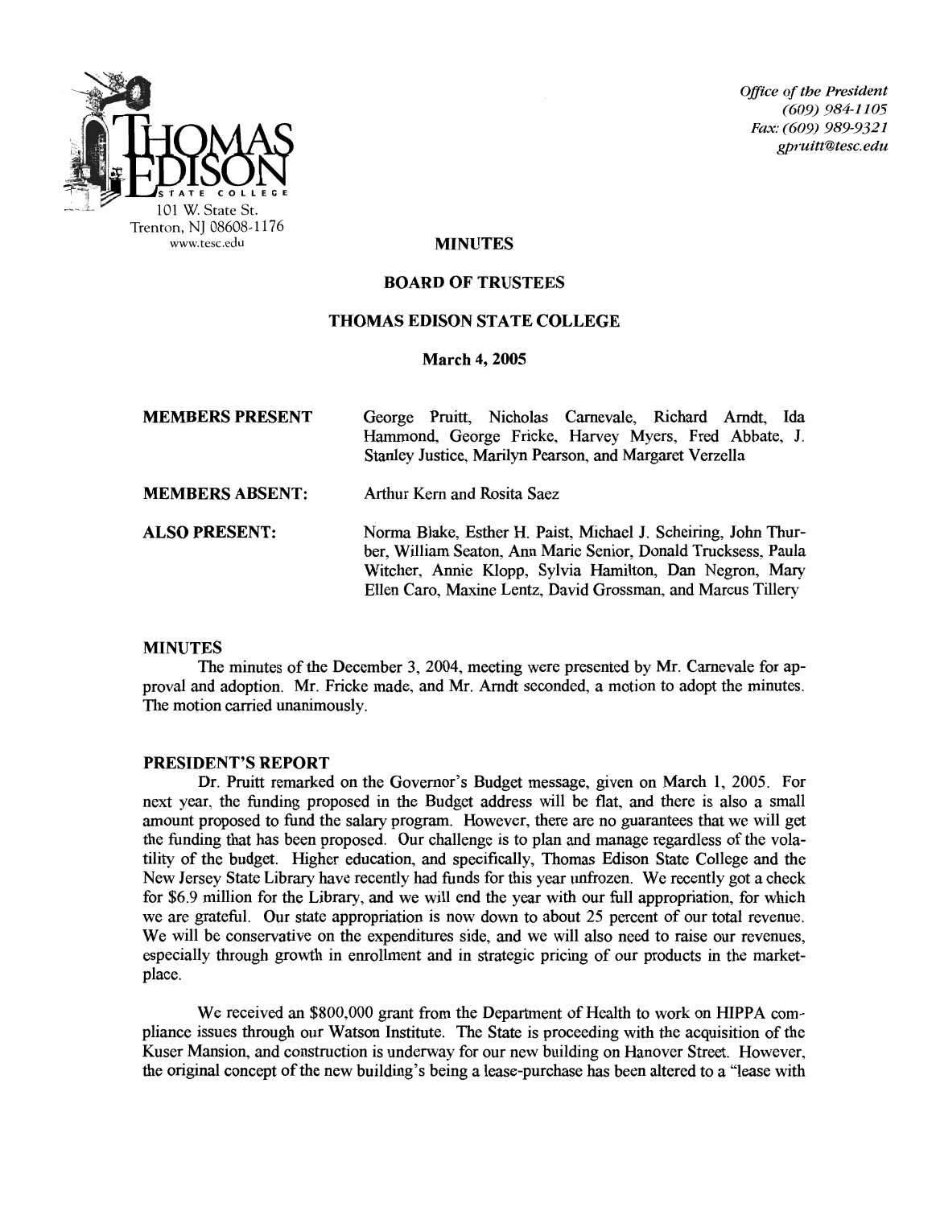Thomas Edison State College
101 W. State St.
Trenton, NJ 08608-1176
www.tesc.edu

*Office of the President*
*(609) 984-1105*
*Fax: (609) 989-9321*
*gpruitt@tesc.edu*

# MINUTES

## BOARD OF TRUSTEES

## THOMAS EDISON STATE COLLEGE

**March 4, 2005**

**MEMBERS PRESENT** George Pruitt, Nicholas Carnevale, Richard Arndt, Ida Hammond, George Fricke, Harvey Myers, Fred Abbate, J. Stanley Justice, Marilyn Pearson, and Margaret Verzella

**MEMBERS ABSENT:** Arthur Kern and Rosita Saez

**ALSO PRESENT:** Norma Blake, Esther H. Paist, Michael J. Scheiring, John Thurber, William Seaton, Ann Marie Senior, Donald Trucksess, Paula Witcher, Annie Klopp, Sylvia Hamilton, Dan Negron, Mary Ellen Caro, Maxine Lentz, David Grossman, and Marcus Tillery

### MINUTES

The minutes of the December 3, 2004, meeting were presented by Mr. Carnevale for approval and adoption. Mr. Fricke made, and Mr. Arndt seconded, a motion to adopt the minutes. The motion carried unanimously.

### PRESIDENT'S REPORT

Dr. Pruitt remarked on the Governor's Budget message, given on March 1, 2005. For next year, the funding proposed in the Budget address will be flat, and there is also a small amount proposed to fund the salary program. However, there are no guarantees that we will get the funding that has been proposed. Our challenge is to plan and manage regardless of the volatility of the budget. Higher education, and specifically, Thomas Edison State College and the New Jersey State Library have recently had funds for this year unfrozen. We recently got a check for $6.9 million for the Library, and we will end the year with our full appropriation, for which we are grateful. Our state appropriation is now down to about 25 percent of our total revenue. We will be conservative on the expenditures side, and we will also need to raise our revenues, especially through growth in enrollment and in strategic pricing of our products in the marketplace.

We received an $800,000 grant from the Department of Health to work on HIPPA compliance issues through our Watson Institute. The State is proceeding with the acquisition of the Kuser Mansion, and construction is underway for our new building on Hanover Street. However, the original concept of the new building's being a lease-purchase has been altered to a "lease with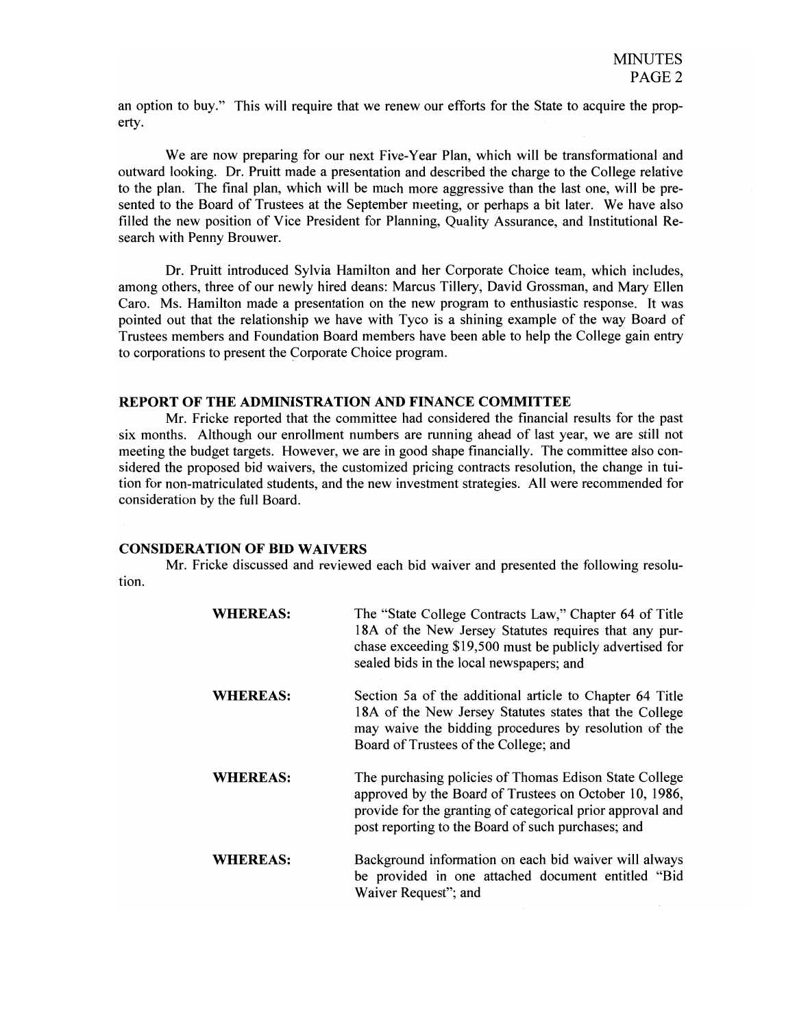an option to buy." This will require that we renew our efforts for the State to acquire the property.

We are now preparing for our next Five-Year Plan, which will be transformational and outward looking. Dr. Pruitt made a presentation and described the charge to the College relative to the plan. The final plan, which will be much more aggressive than the last one, will be presented to the Board of Trustees at the September meeting, or perhaps a bit later. We have also filled the new position of Vice President for Planning, Quality Assurance, and Institutional Research with Penny Brouwer.

Dr. Pruitt introduced Sylvia Hamilton and her Corporate Choice team, which includes, among others, three of our newly hired deans: Marcus Tillery, David Grossman, and Mary Ellen Caro. Ms. Hamilton made a presentation on the new program to enthusiastic response. It was pointed out that the relationship we have with Tyco is a shining example of the way Board of Trustees members and Foundation Board members have been able to help the College gain entry to corporations to present the Corporate Choice program.

## REPORT OF THE ADMINISTRATION AND FINANCE COMMITTEE

Mr. Fricke reported that the committee had considered the financial results for the past six months. Although our enrollment numbers are running ahead of last year, we are still not meeting the budget targets. However, we are in good shape financially. The committee also considered the proposed bid waivers, the customized pricing contracts resolution, the change in tuition for non-matriculated students, and the new investment strategies. All were recommended for consideration by the full Board.

## CONSIDERATION OF BID WAIVERS

Mr. Fricke discussed and reviewed each bid waiver and presented the following resolution.

**WHEREAS:** The "State College Contracts Law," Chapter 64 of Title 18A of the New Jersey Statutes requires that any purchase exceeding $19,500 must be publicly advertised for sealed bids in the local newspapers; and

**WHEREAS:** Section 5a of the additional article to Chapter 64 Title 18A of the New Jersey Statutes states that the College may waive the bidding procedures by resolution of the Board of Trustees of the College; and

**WHEREAS:** The purchasing policies of Thomas Edison State College approved by the Board of Trustees on October 10, 1986, provide for the granting of categorical prior approval and post reporting to the Board of such purchases; and

**WHEREAS:** Background information on each bid waiver will always be provided in one attached document entitled "Bid Waiver Request"; and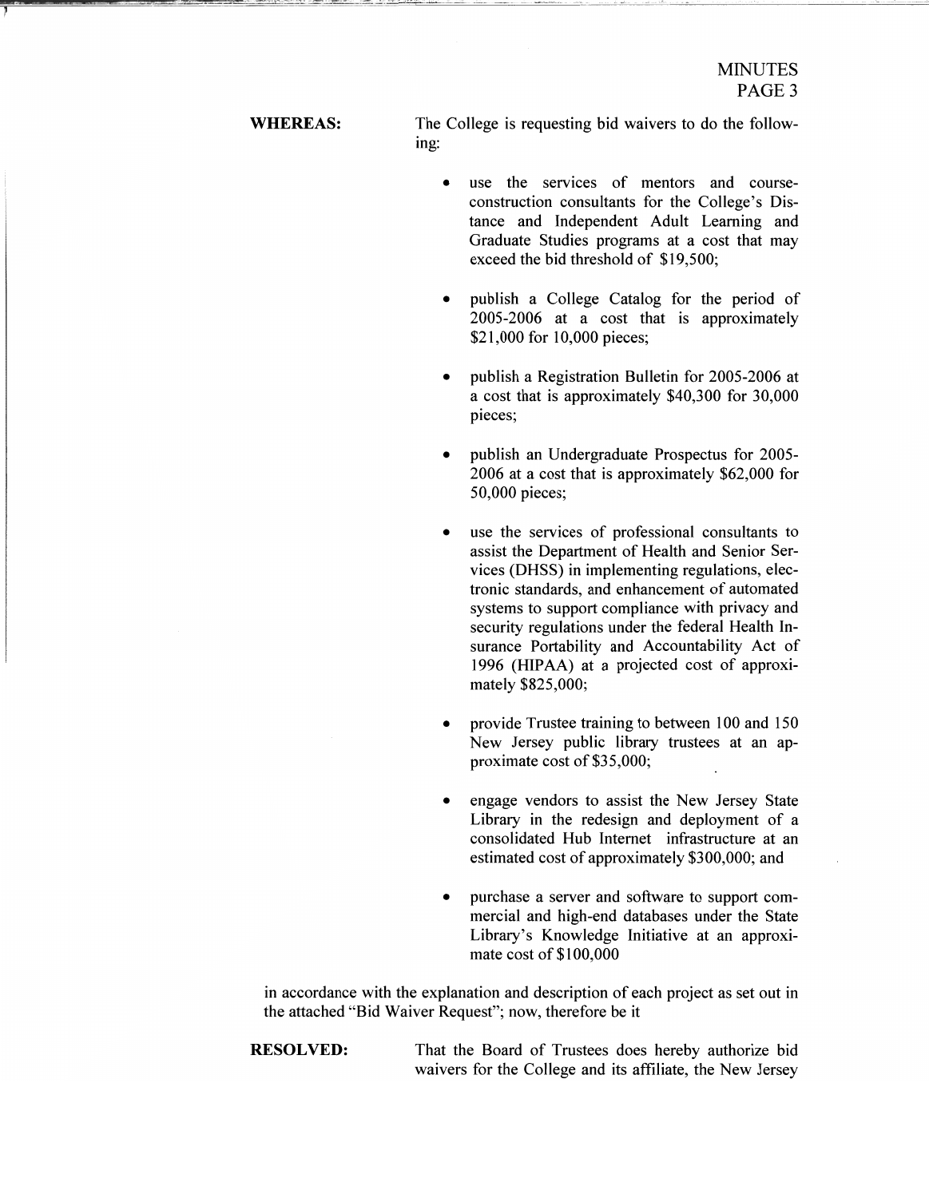**WHEREAS:** The College is requesting bid waivers to do the following:

- use the services of mentors and course-construction consultants for the College's Distance and Independent Adult Learning and Graduate Studies programs at a cost that may exceed the bid threshold of $19,500;

- publish a College Catalog for the period of 2005-2006 at a cost that is approximately $21,000 for 10,000 pieces;

- publish a Registration Bulletin for 2005-2006 at a cost that is approximately $40,300 for 30,000 pieces;

- publish an Undergraduate Prospectus for 2005-2006 at a cost that is approximately $62,000 for 50,000 pieces;

- use the services of professional consultants to assist the Department of Health and Senior Services (DHSS) in implementing regulations, electronic standards, and enhancement of automated systems to support compliance with privacy and security regulations under the federal Health Insurance Portability and Accountability Act of 1996 (HIPAA) at a projected cost of approximately $825,000;

- provide Trustee training to between 100 and 150 New Jersey public library trustees at an approximate cost of $35,000;

- engage vendors to assist the New Jersey State Library in the redesign and deployment of a consolidated Hub Internet infrastructure at an estimated cost of approximately $300,000; and

- purchase a server and software to support commercial and high-end databases under the State Library's Knowledge Initiative at an approximate cost of $100,000

in accordance with the explanation and description of each project as set out in the attached "Bid Waiver Request"; now, therefore be it

**RESOLVED:** That the Board of Trustees does hereby authorize bid waivers for the College and its affiliate, the New Jersey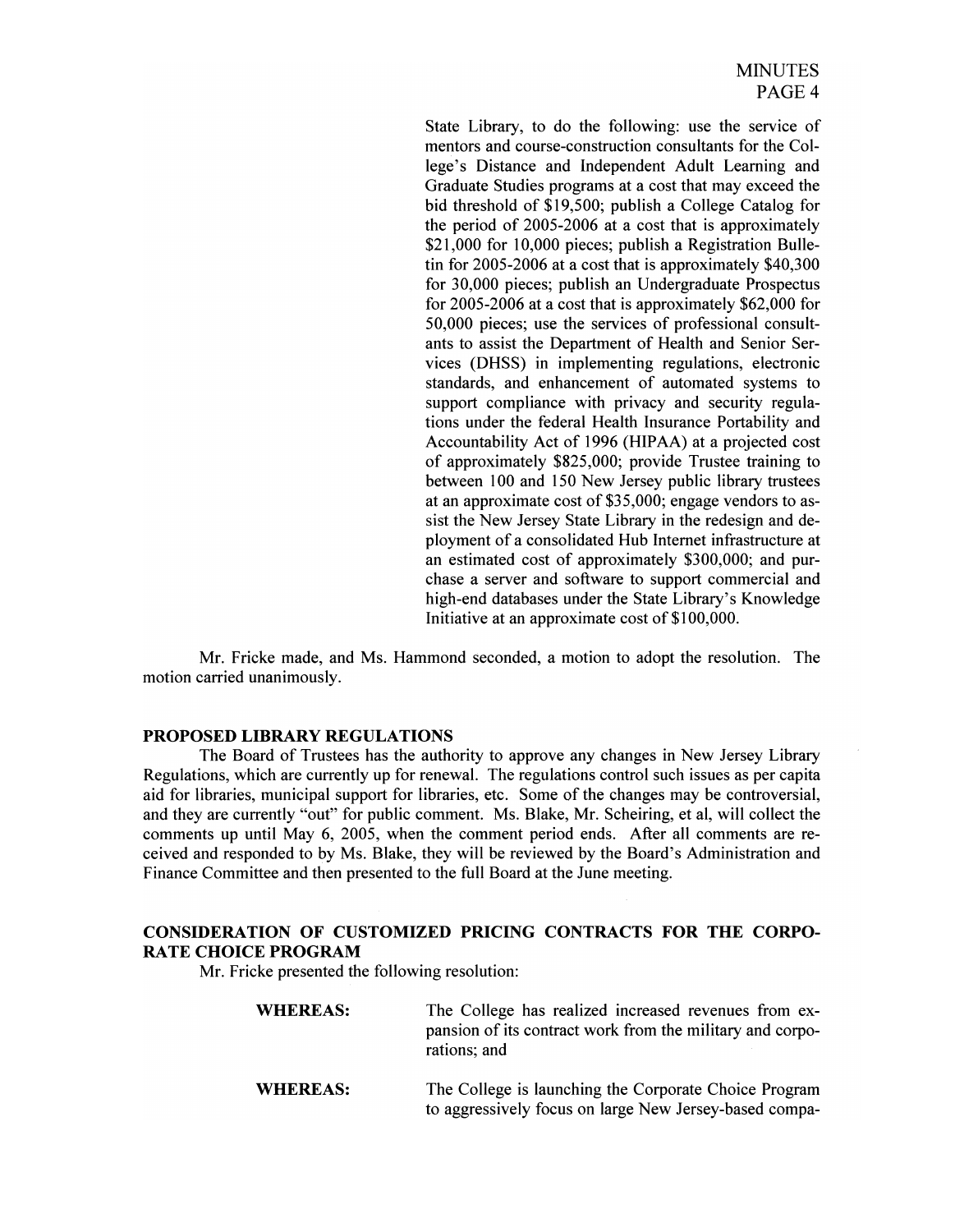State Library, to do the following: use the service of mentors and course-construction consultants for the College's Distance and Independent Adult Learning and Graduate Studies programs at a cost that may exceed the bid threshold of $19,500; publish a College Catalog for the period of 2005-2006 at a cost that is approximately $21,000 for 10,000 pieces; publish a Registration Bulletin for 2005-2006 at a cost that is approximately $40,300 for 30,000 pieces; publish an Undergraduate Prospectus for 2005-2006 at a cost that is approximately $62,000 for 50,000 pieces; use the services of professional consultants to assist the Department of Health and Senior Services (DHSS) in implementing regulations, electronic standards, and enhancement of automated systems to support compliance with privacy and security regulations under the federal Health Insurance Portability and Accountability Act of 1996 (HIPAA) at a projected cost of approximately $825,000; provide Trustee training to between 100 and 150 New Jersey public library trustees at an approximate cost of $35,000; engage vendors to assist the New Jersey State Library in the redesign and deployment of a consolidated Hub Internet infrastructure at an estimated cost of approximately $300,000; and purchase a server and software to support commercial and high-end databases under the State Library's Knowledge Initiative at an approximate cost of $100,000.

Mr. Fricke made, and Ms. Hammond seconded, a motion to adopt the resolution. The motion carried unanimously.

## PROPOSED LIBRARY REGULATIONS

The Board of Trustees has the authority to approve any changes in New Jersey Library Regulations, which are currently up for renewal. The regulations control such issues as per capita aid for libraries, municipal support for libraries, etc. Some of the changes may be controversial, and they are currently "out" for public comment. Ms. Blake, Mr. Scheiring, et al, will collect the comments up until May 6, 2005, when the comment period ends. After all comments are received and responded to by Ms. Blake, they will be reviewed by the Board's Administration and Finance Committee and then presented to the full Board at the June meeting.

## CONSIDERATION OF CUSTOMIZED PRICING CONTRACTS FOR THE CORPORATE CHOICE PROGRAM

Mr. Fricke presented the following resolution:

**WHEREAS:** The College has realized increased revenues from expansion of its contract work from the military and corporations; and

**WHEREAS:** The College is launching the Corporate Choice Program to aggressively focus on large New Jersey-based compa-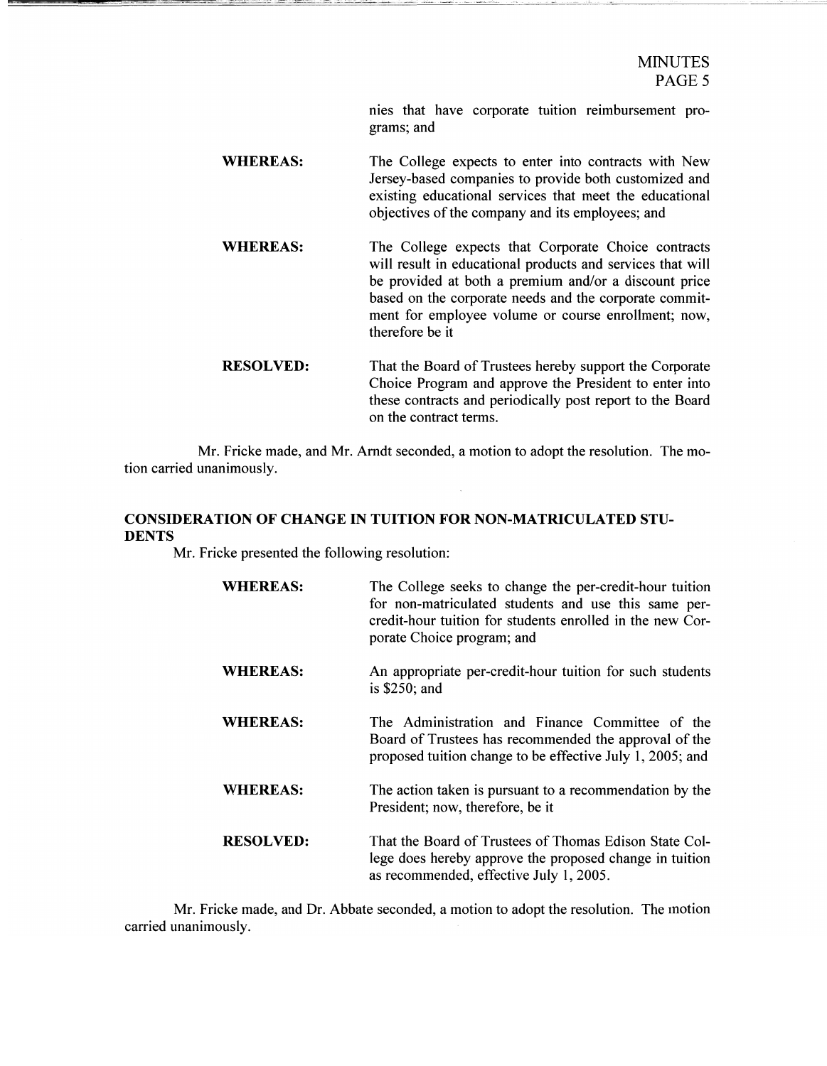nies that have corporate tuition reimbursement programs; and

**WHEREAS:** The College expects to enter into contracts with New Jersey-based companies to provide both customized and existing educational services that meet the educational objectives of the company and its employees; and

**WHEREAS:** The College expects that Corporate Choice contracts will result in educational products and services that will be provided at both a premium and/or a discount price based on the corporate needs and the corporate commitment for employee volume or course enrollment; now, therefore be it

**RESOLVED:** That the Board of Trustees hereby support the Corporate Choice Program and approve the President to enter into these contracts and periodically post report to the Board on the contract terms.

Mr. Fricke made, and Mr. Arndt seconded, a motion to adopt the resolution. The motion carried unanimously.

## CONSIDERATION OF CHANGE IN TUITION FOR NON-MATRICULATED STUDENTS

Mr. Fricke presented the following resolution:

**WHEREAS:** The College seeks to change the per-credit-hour tuition for non-matriculated students and use this same per-credit-hour tuition for students enrolled in the new Corporate Choice program; and

**WHEREAS:** An appropriate per-credit-hour tuition for such students is $250; and

**WHEREAS:** The Administration and Finance Committee of the Board of Trustees has recommended the approval of the proposed tuition change to be effective July 1, 2005; and

**WHEREAS:** The action taken is pursuant to a recommendation by the President; now, therefore, be it

**RESOLVED:** That the Board of Trustees of Thomas Edison State College does hereby approve the proposed change in tuition as recommended, effective July 1, 2005.

Mr. Fricke made, and Dr. Abbate seconded, a motion to adopt the resolution. The motion carried unanimously.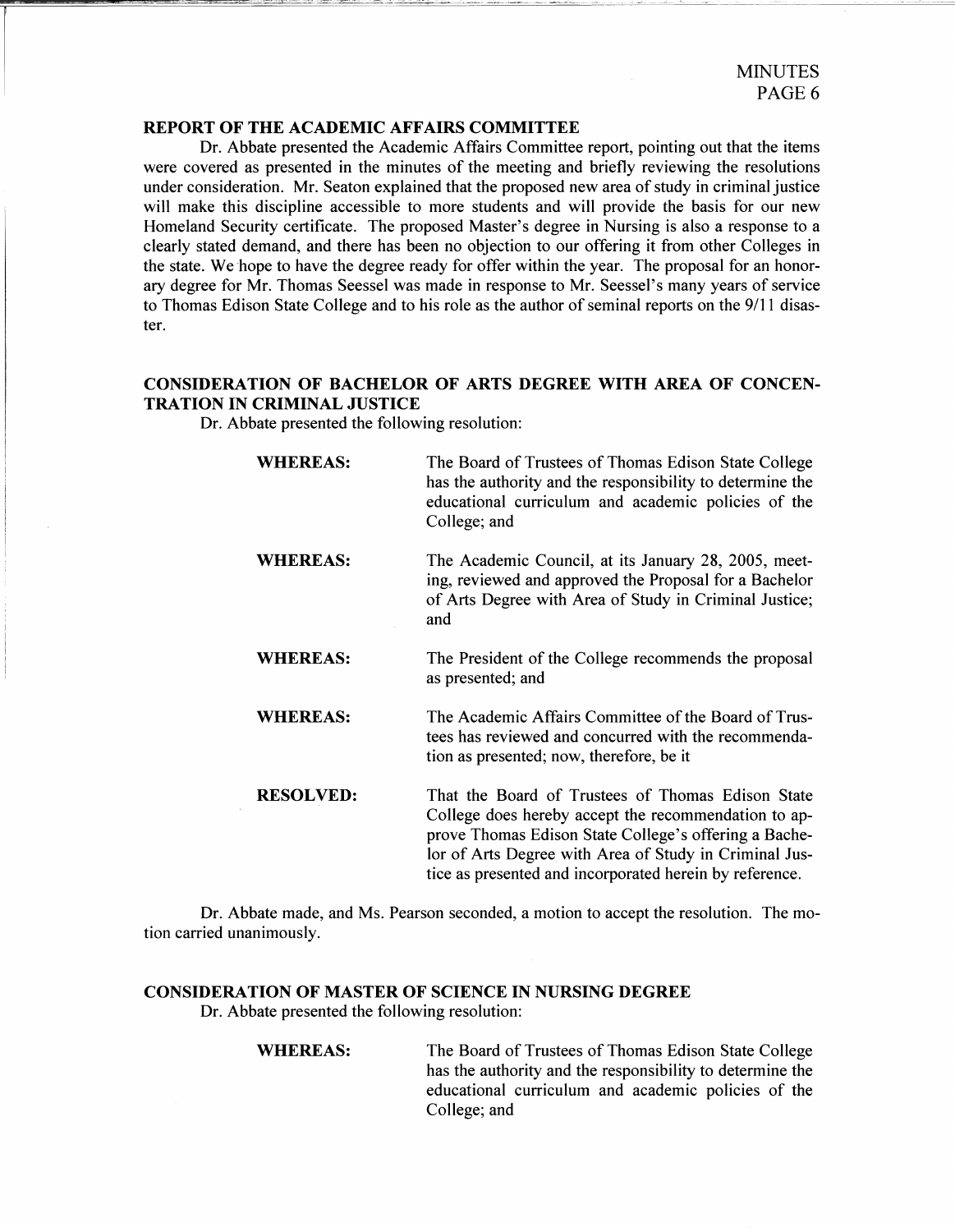## REPORT OF THE ACADEMIC AFFAIRS COMMITTEE

Dr. Abbate presented the Academic Affairs Committee report, pointing out that the items were covered as presented in the minutes of the meeting and briefly reviewing the resolutions under consideration. Mr. Seaton explained that the proposed new area of study in criminal justice will make this discipline accessible to more students and will provide the basis for our new Homeland Security certificate. The proposed Master's degree in Nursing is also a response to a clearly stated demand, and there has been no objection to our offering it from other Colleges in the state. We hope to have the degree ready for offer within the year. The proposal for an honorary degree for Mr. Thomas Seessel was made in response to Mr. Seessel's many years of service to Thomas Edison State College and to his role as the author of seminal reports on the 9/11 disaster.

## CONSIDERATION OF BACHELOR OF ARTS DEGREE WITH AREA OF CONCENTRATION IN CRIMINAL JUSTICE

Dr. Abbate presented the following resolution:

**WHEREAS:** The Board of Trustees of Thomas Edison State College has the authority and the responsibility to determine the educational curriculum and academic policies of the College; and

**WHEREAS:** The Academic Council, at its January 28, 2005, meeting, reviewed and approved the Proposal for a Bachelor of Arts Degree with Area of Study in Criminal Justice; and

**WHEREAS:** The President of the College recommends the proposal as presented; and

**WHEREAS:** The Academic Affairs Committee of the Board of Trustees has reviewed and concurred with the recommendation as presented; now, therefore, be it

**RESOLVED:** That the Board of Trustees of Thomas Edison State College does hereby accept the recommendation to approve Thomas Edison State College's offering a Bachelor of Arts Degree with Area of Study in Criminal Justice as presented and incorporated herein by reference.

Dr. Abbate made, and Ms. Pearson seconded, a motion to accept the resolution. The motion carried unanimously.

## CONSIDERATION OF MASTER OF SCIENCE IN NURSING DEGREE

Dr. Abbate presented the following resolution:

**WHEREAS:** The Board of Trustees of Thomas Edison State College has the authority and the responsibility to determine the educational curriculum and academic policies of the College; and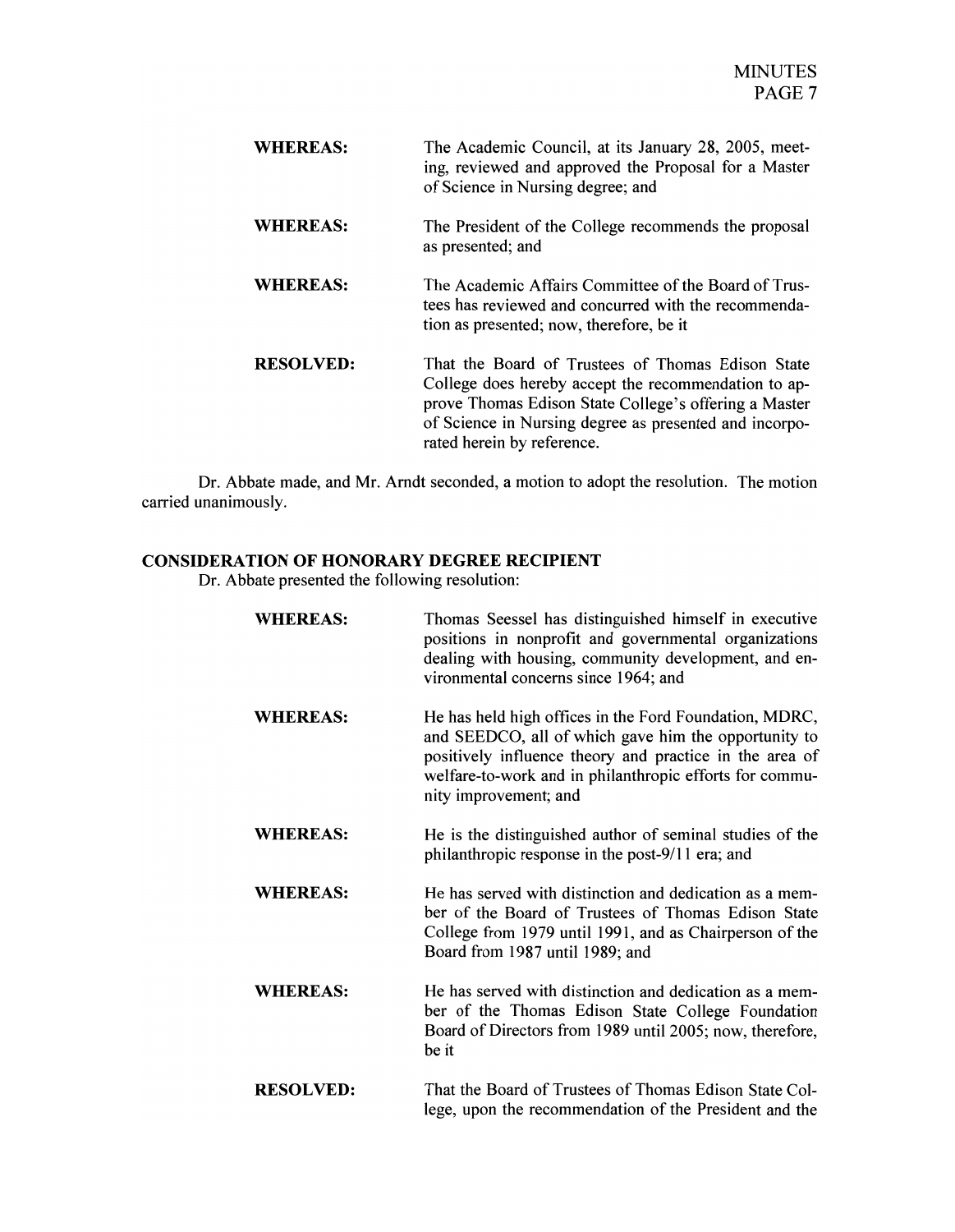**WHEREAS:** The Academic Council, at its January 28, 2005, meeting, reviewed and approved the Proposal for a Master of Science in Nursing degree; and

**WHEREAS:** The President of the College recommends the proposal as presented; and

**WHEREAS:** The Academic Affairs Committee of the Board of Trustees has reviewed and concurred with the recommendation as presented; now, therefore, be it

**RESOLVED:** That the Board of Trustees of Thomas Edison State College does hereby accept the recommendation to approve Thomas Edison State College's offering a Master of Science in Nursing degree as presented and incorporated herein by reference.

Dr. Abbate made, and Mr. Arndt seconded, a motion to adopt the resolution. The motion carried unanimously.

**CONSIDERATION OF HONORARY DEGREE RECIPIENT**

Dr. Abbate presented the following resolution:

**WHEREAS:** Thomas Seessel has distinguished himself in executive positions in nonprofit and governmental organizations dealing with housing, community development, and environmental concerns since 1964; and

**WHEREAS:** He has held high offices in the Ford Foundation, MDRC, and SEEDCO, all of which gave him the opportunity to positively influence theory and practice in the area of welfare-to-work and in philanthropic efforts for community improvement; and

**WHEREAS:** He is the distinguished author of seminal studies of the philanthropic response in the post-9/11 era; and

**WHEREAS:** He has served with distinction and dedication as a member of the Board of Trustees of Thomas Edison State College from 1979 until 1991, and as Chairperson of the Board from 1987 until 1989; and

**WHEREAS:** He has served with distinction and dedication as a member of the Thomas Edison State College Foundation Board of Directors from 1989 until 2005; now, therefore, be it

**RESOLVED:** That the Board of Trustees of Thomas Edison State College, upon the recommendation of the President and the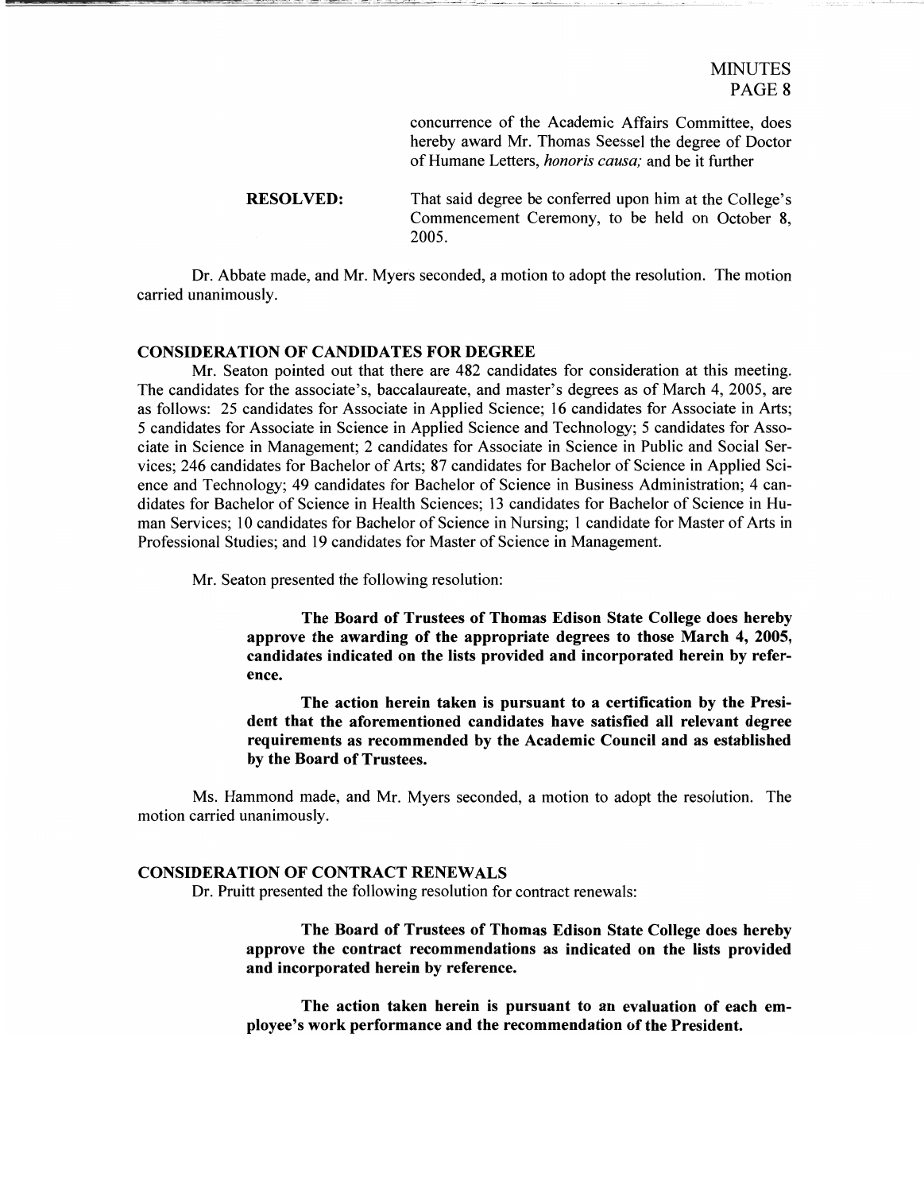concurrence of the Academic Affairs Committee, does hereby award Mr. Thomas Seessel the degree of Doctor of Humane Letters, *honoris causa;* and be it further

**RESOLVED:** That said degree be conferred upon him at the College's Commencement Ceremony, to be held on October 8, 2005.

Dr. Abbate made, and Mr. Myers seconded, a motion to adopt the resolution. The motion carried unanimously.

## CONSIDERATION OF CANDIDATES FOR DEGREE

Mr. Seaton pointed out that there are 482 candidates for consideration at this meeting. The candidates for the associate's, baccalaureate, and master's degrees as of March 4, 2005, are as follows: 25 candidates for Associate in Applied Science; 16 candidates for Associate in Arts; 5 candidates for Associate in Science in Applied Science and Technology; 5 candidates for Associate in Science in Management; 2 candidates for Associate in Science in Public and Social Services; 246 candidates for Bachelor of Arts; 87 candidates for Bachelor of Science in Applied Science and Technology; 49 candidates for Bachelor of Science in Business Administration; 4 candidates for Bachelor of Science in Health Sciences; 13 candidates for Bachelor of Science in Human Services; 10 candidates for Bachelor of Science in Nursing; 1 candidate for Master of Arts in Professional Studies; and 19 candidates for Master of Science in Management.

Mr. Seaton presented the following resolution:

**The Board of Trustees of Thomas Edison State College does hereby approve the awarding of the appropriate degrees to those March 4, 2005, candidates indicated on the lists provided and incorporated herein by reference.**

**The action herein taken is pursuant to a certification by the President that the aforementioned candidates have satisfied all relevant degree requirements as recommended by the Academic Council and as established by the Board of Trustees.**

Ms. Hammond made, and Mr. Myers seconded, a motion to adopt the resolution. The motion carried unanimously.

## CONSIDERATION OF CONTRACT RENEWALS

Dr. Pruitt presented the following resolution for contract renewals:

**The Board of Trustees of Thomas Edison State College does hereby approve the contract recommendations as indicated on the lists provided and incorporated herein by reference.**

**The action taken herein is pursuant to an evaluation of each employee's work performance and the recommendation of the President.**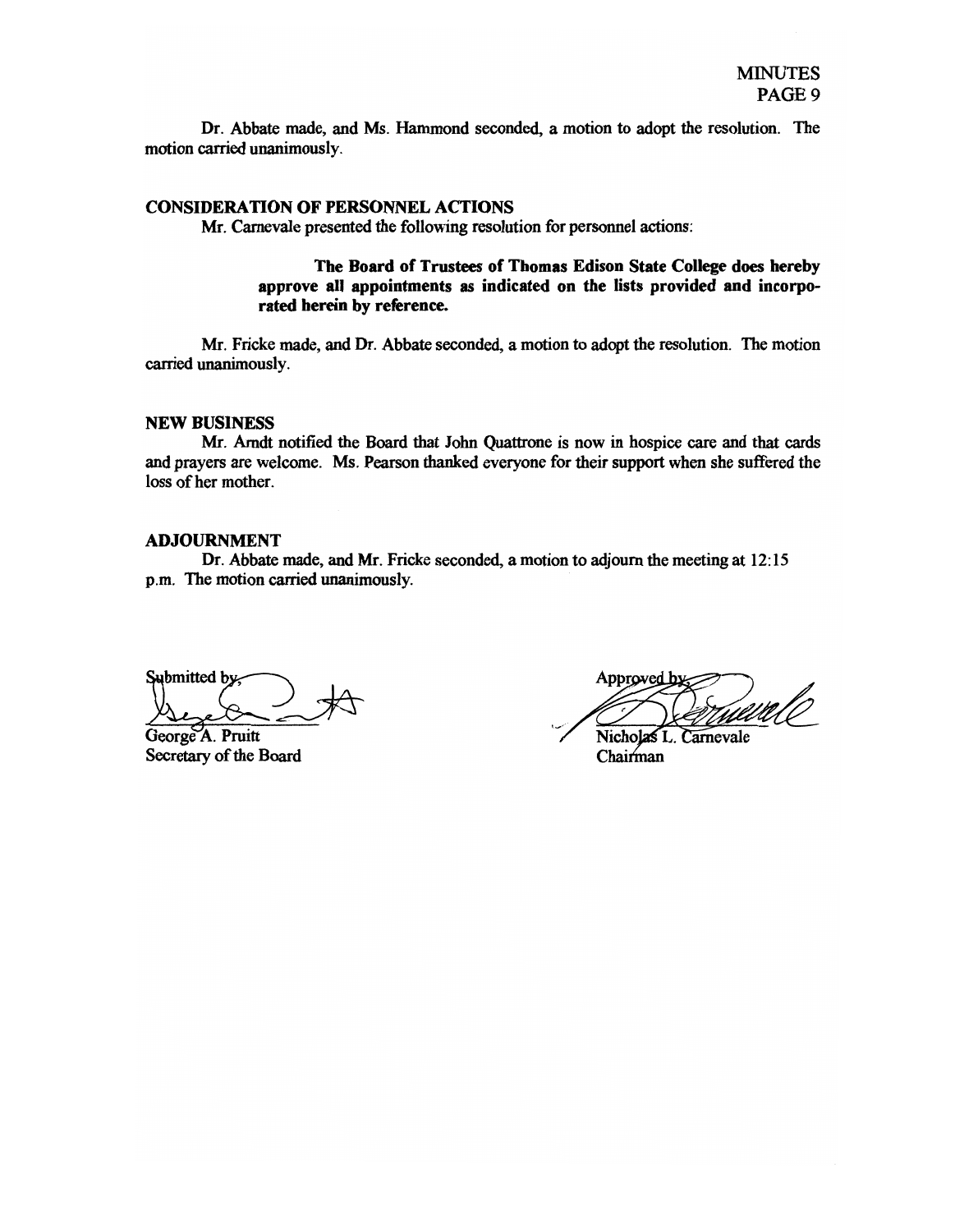Dr. Abbate made, and Ms. Hammond seconded, a motion to adopt the resolution. The motion carried unanimously.

## CONSIDERATION OF PERSONNEL ACTIONS

Mr. Carnevale presented the following resolution for personnel actions:

> **The Board of Trustees of Thomas Edison State College does hereby approve all appointments as indicated on the lists provided and incorporated herein by reference.**

Mr. Fricke made, and Dr. Abbate seconded, a motion to adopt the resolution. The motion carried unanimously.

## NEW BUSINESS

Mr. Arndt notified the Board that John Quattrone is now in hospice care and that cards and prayers are welcome. Ms. Pearson thanked everyone for their support when she suffered the loss of her mother.

## ADJOURNMENT

Dr. Abbate made, and Mr. Fricke seconded, a motion to adjourn the meeting at 12:15 p.m. The motion carried unanimously.

Submitted by,

George A. Pruitt
Secretary of the Board

Approved by,

Nicholas L. Carnevale
Chairman